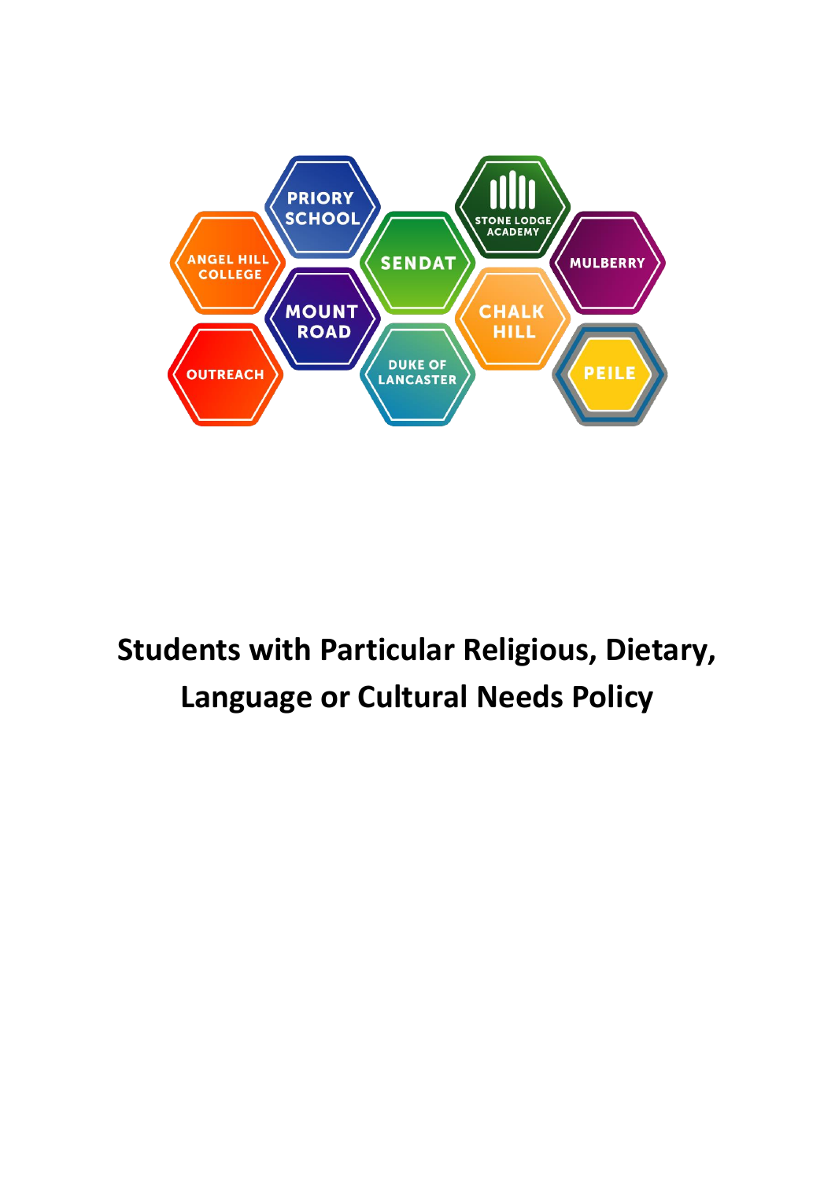PRIORY SCHOOL

ANGEL HILL COLLEGE

SENDAT

STONE LODGE ACADEMY

MULBERRY

MOUNT ROAD

CHALK HILL

OUTREACH

DUKE OF LANCASTER

PEILE

# Students with Particular Religious, Dietary, Language or Cultural Needs Policy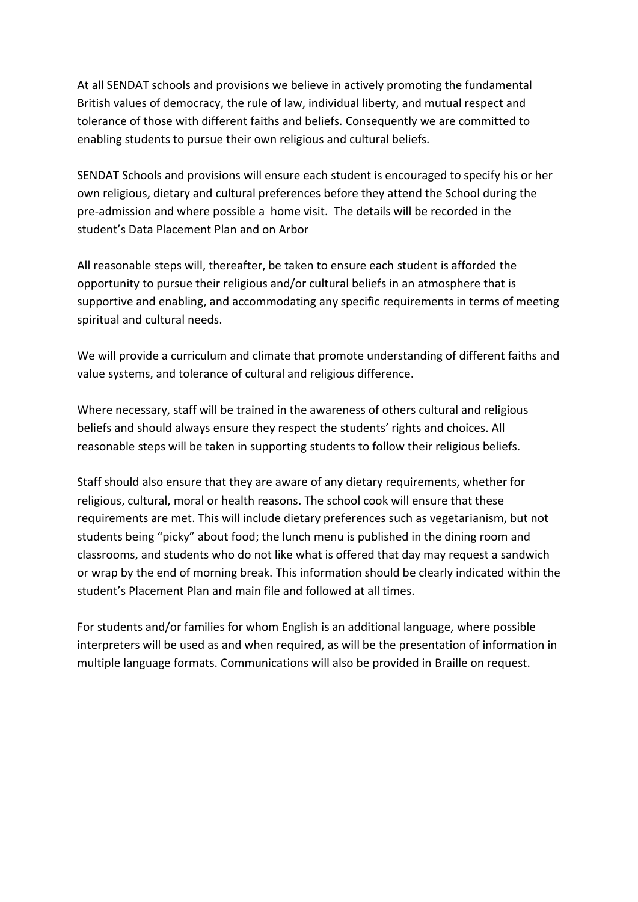At all SENDAT schools and provisions we believe in actively promoting the fundamental British values of democracy, the rule of law, individual liberty, and mutual respect and tolerance of those with different faiths and beliefs. Consequently we are committed to enabling students to pursue their own religious and cultural beliefs.

SENDAT Schools and provisions will ensure each student is encouraged to specify his or her own religious, dietary and cultural preferences before they attend the School during the pre-admission and where possible a home visit. The details will be recorded in the student's Data Placement Plan and on Arbor

All reasonable steps will, thereafter, be taken to ensure each student is afforded the opportunity to pursue their religious and/or cultural beliefs in an atmosphere that is supportive and enabling, and accommodating any specific requirements in terms of meeting spiritual and cultural needs.

We will provide a curriculum and climate that promote understanding of different faiths and value systems, and tolerance of cultural and religious difference.

Where necessary, staff will be trained in the awareness of others cultural and religious beliefs and should always ensure they respect the students' rights and choices. All reasonable steps will be taken in supporting students to follow their religious beliefs.

Staff should also ensure that they are aware of any dietary requirements, whether for religious, cultural, moral or health reasons. The school cook will ensure that these requirements are met. This will include dietary preferences such as vegetarianism, but not students being "picky" about food; the lunch menu is published in the dining room and classrooms, and students who do not like what is offered that day may request a sandwich or wrap by the end of morning break. This information should be clearly indicated within the student's Placement Plan and main file and followed at all times.

For students and/or families for whom English is an additional language, where possible interpreters will be used as and when required, as will be the presentation of information in multiple language formats. Communications will also be provided in Braille on request.